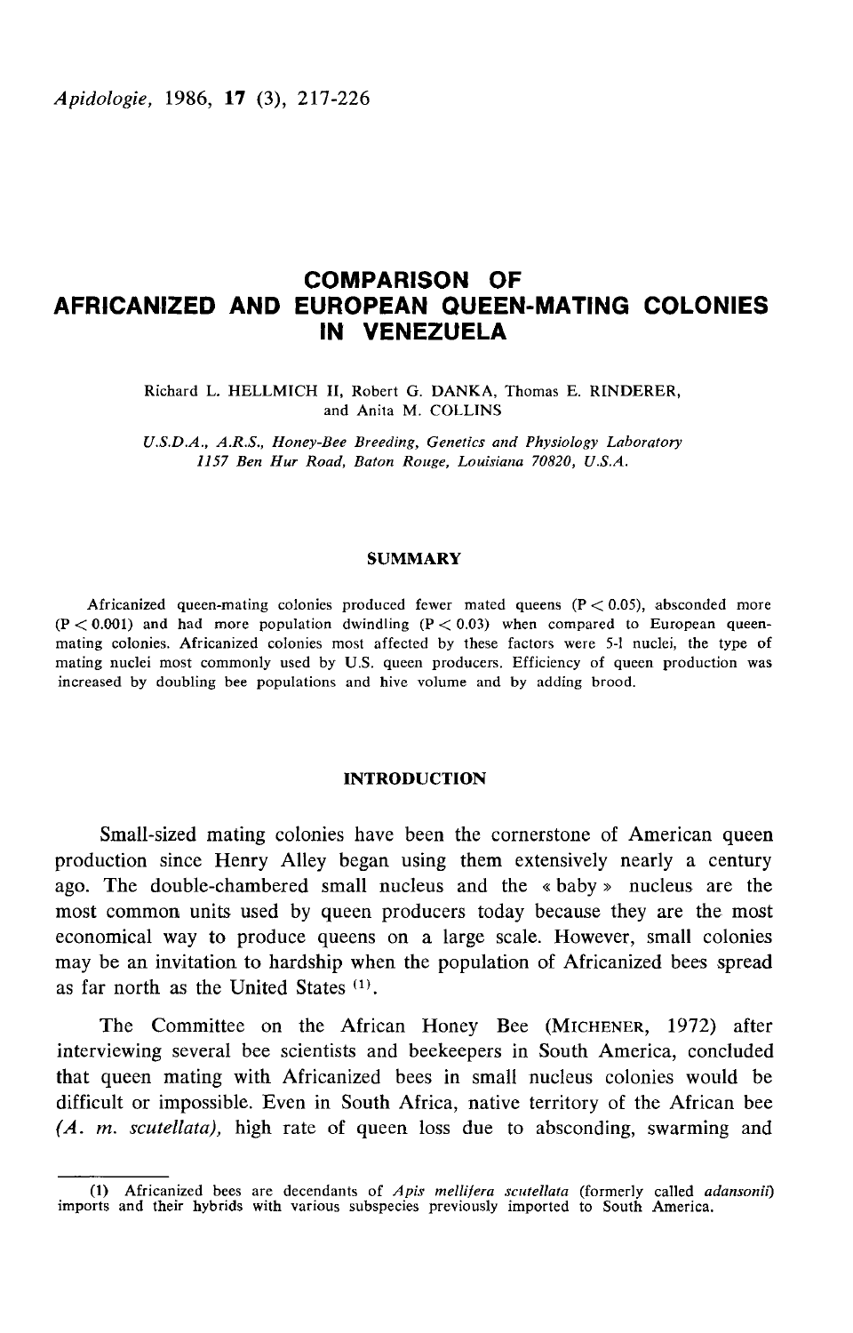# COMPARISON OF AFRICANIZED AND EUROPEAN QUEEN-MATING COLONIES IN VENEZUELA

Richard L. HELLMICH II, Robert G. DANKA, Thomas E. RINDERER, and Anita M. COLLINS

*U.S.D.A., A.R.S., Honey-Bee Breeding, Genetics and Physiology Laboratory*
*1157 Ben Hur Road, Baton Rouge, Louisiana 70820, U.S.A.*

## SUMMARY

Africanized queen-mating colonies produced fewer mated queens ($P < 0.05$), absconded more ($P < 0.001$) and had more population dwindling ($P < 0.03$) when compared to European queen-mating colonies. Africanized colonies most affected by these factors were 5-1 nuclei, the type of mating nuclei most commonly used by U.S. queen producers. Efficiency of queen production was increased by doubling bee populations and hive volume and by adding brood.

## INTRODUCTION

Small-sized mating colonies have been the cornerstone of American queen production since Henry Alley began using them extensively nearly a century ago. The double-chambered small nucleus and the « baby » nucleus are the most common units used by queen producers today because they are the most economical way to produce queens on a large scale. However, small colonies may be an invitation to hardship when the population of Africanized bees spread as far north as the United States [1].

The Committee on the African Honey Bee (MICHENER, 1972) after interviewing several bee scientists and beekeepers in South America, concluded that queen mating with Africanized bees in small nucleus colonies would be difficult or impossible. Even in South Africa, native territory of the African bee (*A. m. scutellata*), high rate of queen loss due to absconding, swarming and

---

(1) Africanized bees are decendants of *Apis mellifera scutellata* (formerly called *adansonii*) imports and their hybrids with various subspecies previously imported to South America.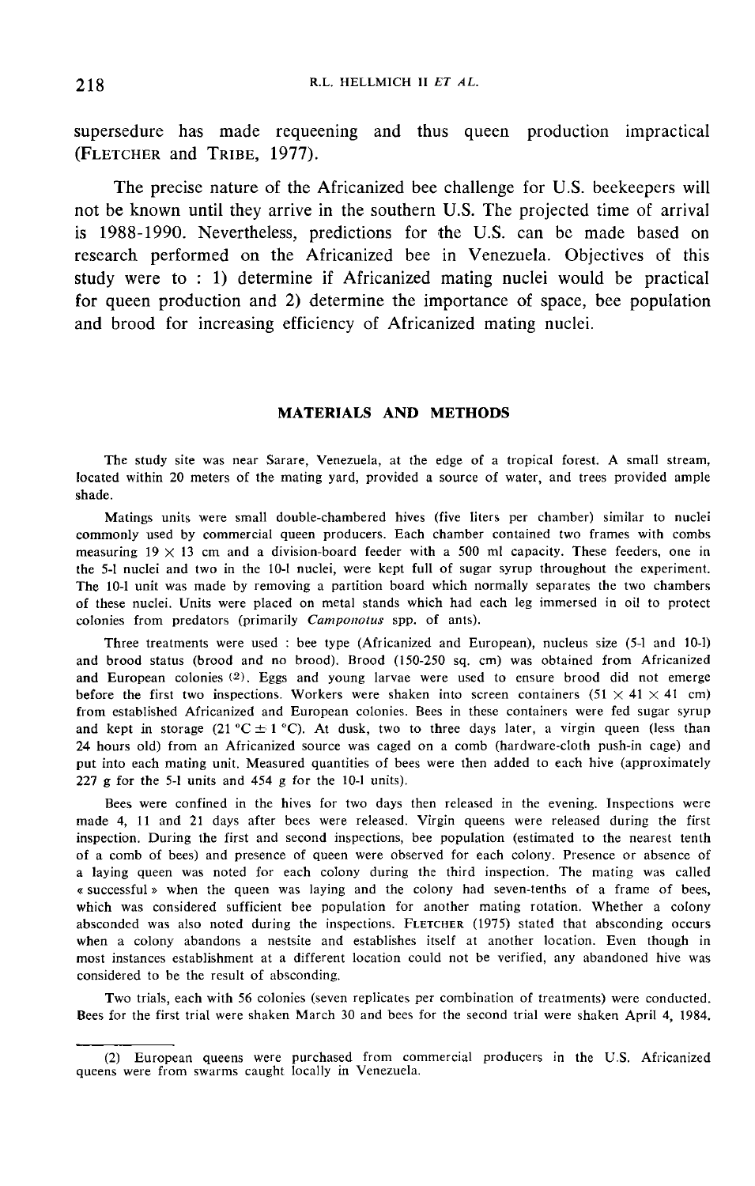supersedure has made requeening and thus queen production impractical (FLETCHER and TRIBE, 1977).

The precise nature of the Africanized bee challenge for U.S. beekeepers will not be known until they arrive in the southern U.S. The projected time of arrival is 1988-1990. Nevertheless, predictions for the U.S. can be made based on research performed on the Africanized bee in Venezuela. Objectives of this study were to : 1) determine if Africanized mating nuclei would be practical for queen production and 2) determine the importance of space, bee population and brood for increasing efficiency of Africanized mating nuclei.

## MATERIALS AND METHODS

The study site was near Sarare, Venezuela, at the edge of a tropical forest. A small stream, located within 20 meters of the mating yard, provided a source of water, and trees provided ample shade.

Matings units were small double-chambered hives (five liters per chamber) similar to nuclei commonly used by commercial queen producers. Each chamber contained two frames with combs measuring 19 × 13 cm and a division-board feeder with a 500 ml capacity. These feeders, one in the 5-l nuclei and two in the 10-l nuclei, were kept full of sugar syrup throughout the experiment. The 10-l unit was made by removing a partition board which normally separates the two chambers of these nuclei. Units were placed on metal stands which had each leg immersed in oil to protect colonies from predators (primarily *Camponotus* spp. of ants).

Three treatments were used : bee type (Africanized and European), nucleus size (5-l and 10-l) and brood status (brood and no brood). Brood (150-250 sq. cm) was obtained from Africanized and European colonies [2]. Eggs and young larvae were used to ensure brood did not emerge before the first two inspections. Workers were shaken into screen containers (51 × 41 × 41 cm) from established Africanized and European colonies. Bees in these containers were fed sugar syrup and kept in storage (21 °C ± 1 °C). At dusk, two to three days later, a virgin queen (less than 24 hours old) from an Africanized source was caged on a comb (hardware-cloth push-in cage) and put into each mating unit. Measured quantities of bees were then added to each hive (approximately 227 g for the 5-l units and 454 g for the 10-l units).

Bees were confined in the hives for two days then released in the evening. Inspections were made 4, 11 and 21 days after bees were released. Virgin queens were released during the first inspection. During the first and second inspections, bee population (estimated to the nearest tenth of a comb of bees) and presence of queen were observed for each colony. Presence or absence of a laying queen was noted for each colony during the third inspection. The mating was called « successful » when the queen was laying and the colony had seven-tenths of a frame of bees, which was considered sufficient bee population for another mating rotation. Whether a colony absconded was also noted during the inspections. FLETCHER (1975) stated that absconding occurs when a colony abandons a nestsite and establishes itself at another location. Even though in most instances establishment at a different location could not be verified, any abandoned hive was considered to be the result of absconding.

Two trials, each with 56 colonies (seven replicates per combination of treatments) were conducted. Bees for the first trial were shaken March 30 and bees for the second trial were shaken April 4, 1984.

---

(2) European queens were purchased from commercial producers in the U.S. Africanized queens were from swarms caught locally in Venezuela.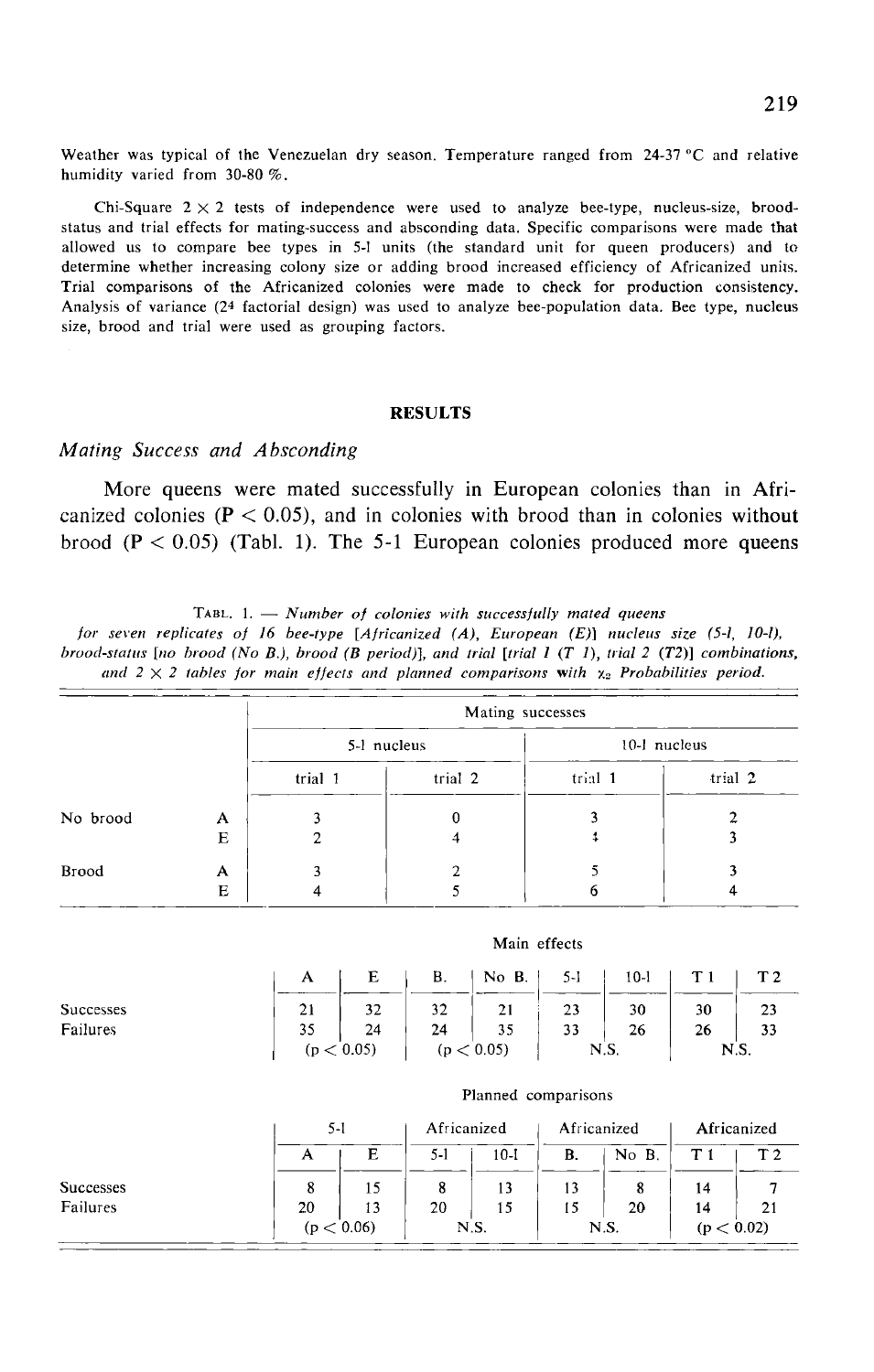Weather was typical of the Venezuelan dry season. Temperature ranged from 24-37 °C and relative humidity varied from 30-80 %.

Chi-Square 2 × 2 tests of independence were used to analyze bee-type, nucleus-size, brood-status and trial effects for mating-success and absconding data. Specific comparisons were made that allowed us to compare bee types in 5-l units (the standard unit for queen producers) and to determine whether increasing colony size or adding brood increased efficiency of Africanized units. Trial comparisons of the Africanized colonies were made to check for production consistency. Analysis of variance ($2^4$ factorial design) was used to analyze bee-population data. Bee type, nucleus size, brood and trial were used as grouping factors.

## RESULTS

### *Mating Success and Absconding*

More queens were mated successfully in European colonies than in Africanized colonies ($P < 0.05$), and in colonies with brood than in colonies without brood ($P < 0.05$) (Tabl. 1). The 5-l European colonies produced more queens

TABL. 1. — *Number of colonies with successfully mated queens for seven replicates of 16 bee-type [Africanized (A), European (E)] nucleus size (5-l, 10-l), brood-status [no brood (No B.), brood (B period)], and trial [trial 1 (T 1), trial 2 (T2)] combinations, and 2 × 2 tables for main effects and planned comparisons with $\chi_2$ Probabilities period.*

| | | Mating successes | | | |
|---|---|---|---|---|---|
| | | 5-l nucleus | | 10-l nucleus | |
| | | trial 1 | trial 2 | trial 1 | trial 2 |
| No brood | A | 3 | 0 | 3 | 2 |
| | E | 2 | 4 | 4 | 3 |
| Brood | A | 3 | 2 | 5 | 3 |
| | E | 4 | 5 | 6 | 4 |

Main effects

| | A | E | B. | No B. | 5-l | 10-l | T 1 | T 2 |
|---|---|---|---|---|---|---|---|---|
| Successes | 21 | 32 | 32 | 21 | 23 | 30 | 30 | 23 |
| Failures | 35 | 24 | 24 | 35 | 33 | 26 | 26 | 33 |
| | ($p < 0.05$) | | ($p < 0.05$) | | N.S. | | N.S. | |

Planned comparisons

| | 5-l | | Africanized | | Africanized | | Africanized | |
|---|---|---|---|---|---|---|---|---|
| | A | E | 5-l | 10-l | B. | No B. | T 1 | T 2 |
| Successes | 8 | 15 | 8 | 13 | 13 | 8 | 14 | 7 |
| Failures | 20 | 13 | 20 | 15 | 15 | 20 | 14 | 21 |
| | ($p < 0.06$) | | N.S. | | N.S. | | ($p < 0.02$) | |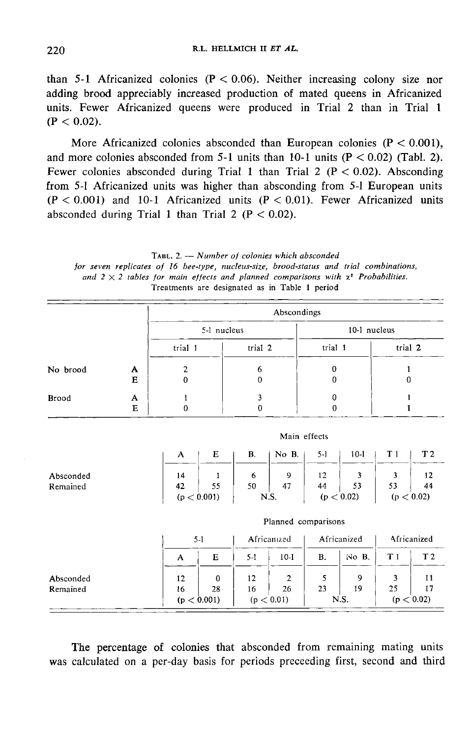than 5-1 Africanized colonies ($P < 0.06$). Neither increasing colony size nor adding brood appreciably increased production of mated queens in Africanized units. Fewer Africanized queens were produced in Trial 2 than in Trial 1 ($P < 0.02$).

More Africanized colonies absconded than European colonies ($P < 0.001$), and more colonies absconded from 5-l units than 10-l units ($P < 0.02$) (Tabl. 2). Fewer colonies absconded during Trial 1 than Trial 2 ($P < 0.02$). Absconding from 5-l Africanized units was higher than absconding from 5-l European units ($P < 0.001$) and 10-1 Africanized units ($P < 0.01$). Fewer Africanized units absconded during Trial 1 than Trial 2 ($P < 0.02$).

TABL. 2. — *Number of colonies which absconded for seven replicates of 16 bee-type, nucleus-size, brood-status and trial combinations, and 2 × 2 tables for main effects and planned comparisons with $\chi^2$ Probabilities.* Treatments are designated as in Table 1 period

| | | Abscondings | | | |
|---|---|---|---|---|---|
| | | 5-l nucleus | | 10-l nucleus | |
| | | trial 1 | trial 2 | trial 1 | trial 2 |
| No brood | A | 2 | 6 | 0 | 1 |
| | E | 0 | 0 | 0 | 0 |
| Brood | A | 1 | 3 | 0 | 1 |
| | E | 0 | 0 | 0 | 1 |

Main effects

| | A | E | B. | No B. | 5-l | 10-l | T 1 | T 2 |
|---|---|---|---|---|---|---|---|---|
| Absconded | 14 | 1 | 6 | 9 | 12 | 3 | 3 | 12 |
| Remained | 42 | 55 | 50 | 47 | 44 | 53 | 53 | 44 |
| | ($p < 0.001$) | | N.S. | | ($p < 0.02$) | | ($p < 0.02$) | |

Planned comparisons

| | 5-l | | Africanized | | Africanized | | Africanized | |
|---|---|---|---|---|---|---|---|---|
| | A | E | 5-l | 10-l | B. | No B. | T 1 | T 2 |
| Absconded | 12 | 0 | 12 | 2 | 5 | 9 | 3 | 11 |
| Remained | 16 | 28 | 16 | 26 | 23 | 19 | 25 | 17 |
| | ($p < 0.001$) | | ($p < 0.01$) | | N.S. | | ($p < 0.02$) | |

The percentage of colonies that absconded from remaining mating units was calculated on a per-day basis for periods preceeding first, second and third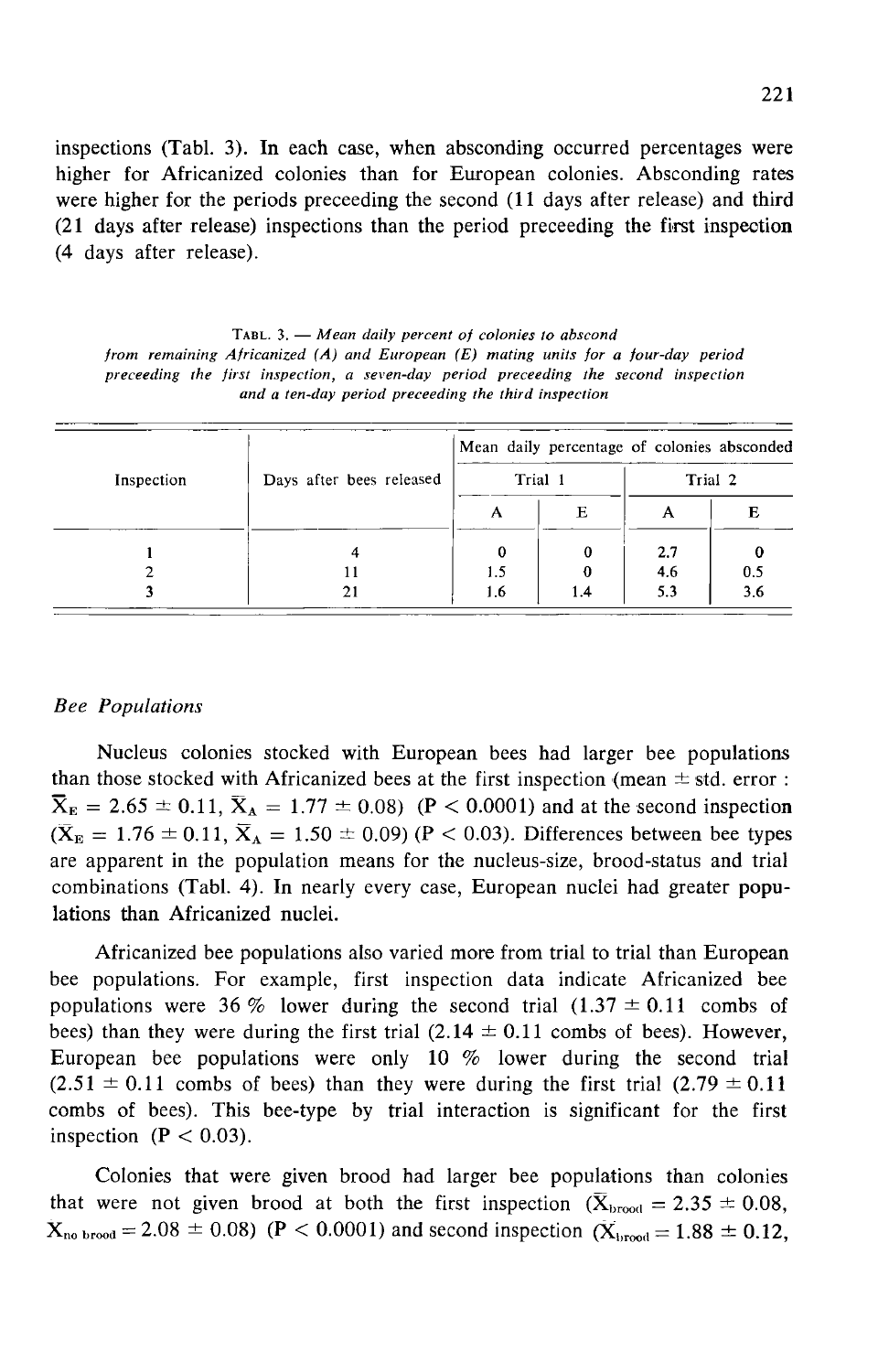inspections (Tabl. 3). In each case, when absconding occurred percentages were higher for Africanized colonies than for European colonies. Absconding rates were higher for the periods preceeding the second (11 days after release) and third (21 days after release) inspections than the period preceeding the first inspection (4 days after release).

TABL. 3. — *Mean daily percent of colonies to abscond from remaining Africanized (A) and European (E) mating units for a four-day period preceeding the first inspection, a seven-day period preceeding the second inspection and a ten-day period preceeding the third inspection*

| Inspection | Days after bees released | Mean daily percentage of colonies absconded | | | |
|---|---|---|---|---|---|
| | | Trial 1 | | Trial 2 | |
| | | A | E | A | E |
| 1 | 4 | 0 | 0 | 2.7 | 0 |
| 2 | 11 | 1.5 | 0 | 4.6 | 0.5 |
| 3 | 21 | 1.6 | 1.4 | 5.3 | 3.6 |

### *Bee Populations*

Nucleus colonies stocked with European bees had larger bee populations than those stocked with Africanized bees at the first inspection (mean ± std. error : $\bar{X}_E = 2.65 \pm 0.11$, $\bar{X}_A = 1.77 \pm 0.08$) ($P < 0.0001$) and at the second inspection ($\bar{X}_E = 1.76 \pm 0.11$, $\bar{X}_A = 1.50 \pm 0.09$) ($P < 0.03$). Differences between bee types are apparent in the population means for the nucleus-size, brood-status and trial combinations (Tabl. 4). In nearly every case, European nuclei had greater populations than Africanized nuclei.

Africanized bee populations also varied more from trial to trial than European bee populations. For example, first inspection data indicate Africanized bee populations were 36 % lower during the second trial (1.37 ± 0.11 combs of bees) than they were during the first trial (2.14 ± 0.11 combs of bees). However, European bee populations were only 10 % lower during the second trial (2.51 ± 0.11 combs of bees) than they were during the first trial (2.79 ± 0.11 combs of bees). This bee-type by trial interaction is significant for the first inspection ($P < 0.03$).

Colonies that were given brood had larger bee populations than colonies that were not given brood at both the first inspection ($\bar{X}_{brood} = 2.35 \pm 0.08$, $X_{no\ brood} = 2.08 \pm 0.08$) ($P < 0.0001$) and second inspection ($\bar{X}_{brood} = 1.88 \pm 0.12$,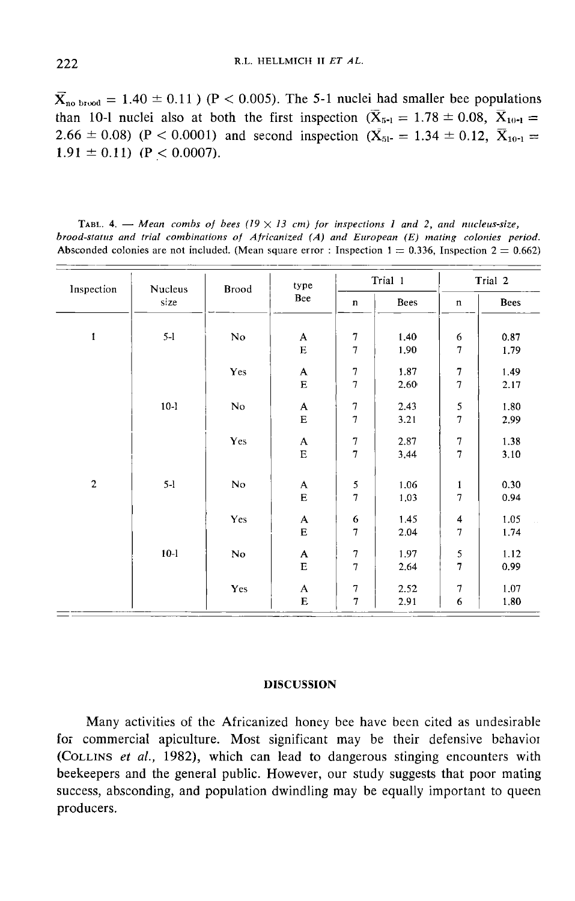$\overline{X}_{no\ brood} = 1.40 \pm 0.11$ ) ($P < 0.005$). The 5-1 nuclei had smaller bee populations than 10-1 nuclei also at both the first inspection ($\overline{X}_{5\text{-}l} = 1.78 \pm 0.08$, $\overline{X}_{10\text{-}l} = 2.66 \pm 0.08$) ($P < 0.0001$) and second inspection ($\overline{X}_{5l\text{-}} = 1.34 \pm 0.12$, $\overline{X}_{10\text{-}l} = 1.91 \pm 0.11$) ($P < 0.0007$).

TABL. 4. — *Mean combs of bees (19 × 13 cm) for inspections 1 and 2, and nucleus-size, brood-status and trial combinations of Africanized (A) and European (E) mating colonies period.* Absconded colonies are not included. (Mean square error : Inspection 1 = 0.336, Inspection 2 = 0.662)

| Inspection | Nucleus size | Brood | type Bee | Trial 1 | | Trial 2 | |
|---|---|---|---|---|---|---|---|
| | | | | n | Bees | n | Bees |
| 1 | 5-l | No | A | 7 | 1.40 | 6 | 0.87 |
| | | | E | 7 | 1.90 | 7 | 1.79 |
| | | Yes | A | 7 | 1.87 | 7 | 1.49 |
| | | | E | 7 | 2.60 | 7 | 2.17 |
| | 10-l | No | A | 7 | 2.43 | 5 | 1.80 |
| | | | E | 7 | 3.21 | 7 | 2.99 |
| | | Yes | A | 7 | 2.87 | 7 | 1.38 |
| | | | E | 7 | 3.44 | 7 | 3.10 |
| 2 | 5-l | No | A | 5 | 1.06 | 1 | 0.30 |
| | | | E | 7 | 1.03 | 7 | 0.94 |
| | | Yes | A | 6 | 1.45 | 4 | 1.05 |
| | | | E | 7 | 2.04 | 7 | 1.74 |
| | 10-l | No | A | 7 | 1.97 | 5 | 1.12 |
| | | | E | 7 | 2.64 | 7 | 0.99 |
| | | Yes | A | 7 | 2.52 | 7 | 1.07 |
| | | | E | 7 | 2.91 | 6 | 1.80 |

## DISCUSSION

Many activities of the Africanized honey bee have been cited as undesirable for commercial apiculture. Most significant may be their defensive behavior (COLLINS *et al.*, 1982), which can lead to dangerous stinging encounters with beekeepers and the general public. However, our study suggests that poor mating success, absconding, and population dwindling may be equally important to queen producers.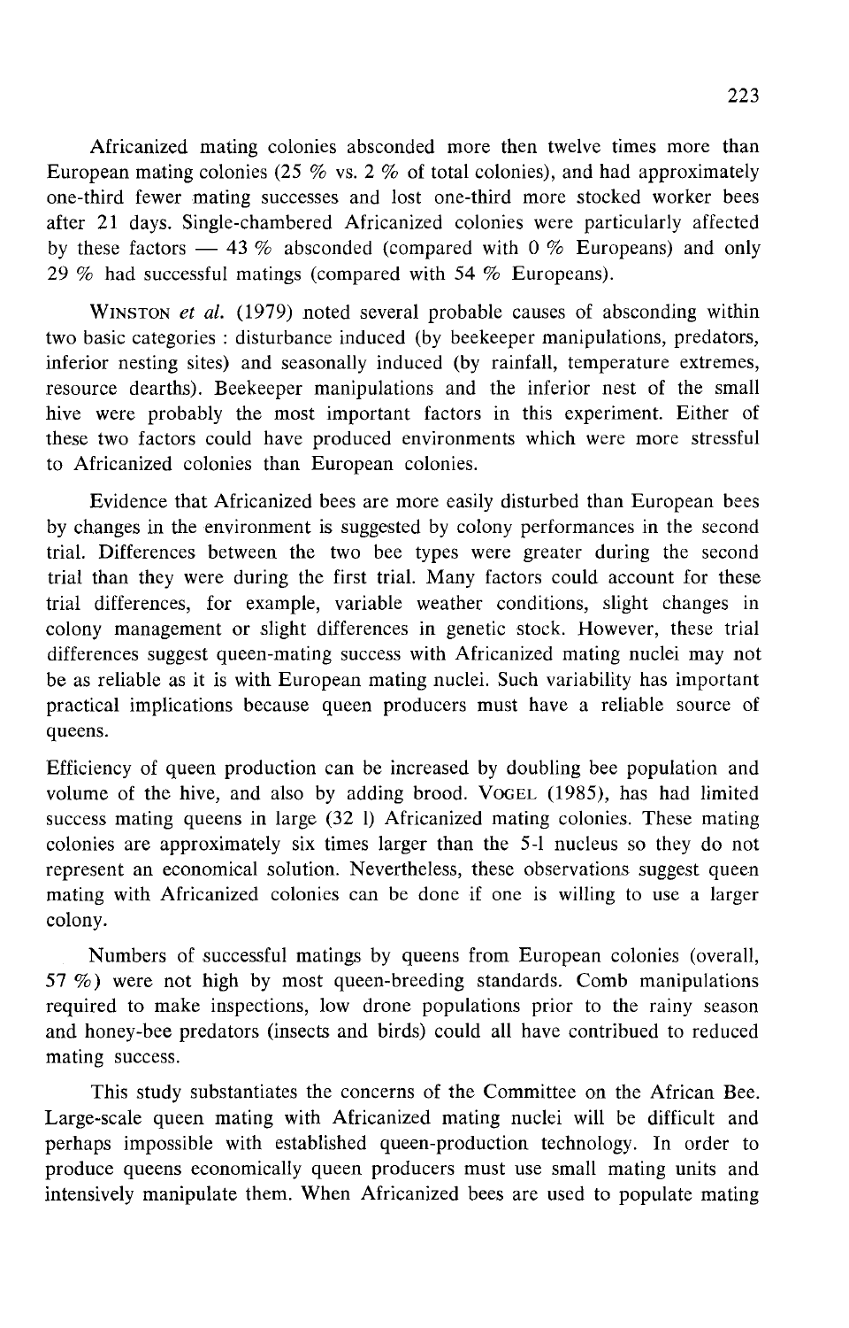Africanized mating colonies absconded more then twelve times more than European mating colonies (25 % vs. 2 % of total colonies), and had approximately one-third fewer mating successes and lost one-third more stocked worker bees after 21 days. Single-chambered Africanized colonies were particularly affected by these factors — 43 % absconded (compared with 0 % Europeans) and only 29 % had successful matings (compared with 54 % Europeans).

WINSTON *et al.* (1979) noted several probable causes of absconding within two basic categories : disturbance induced (by beekeeper manipulations, predators, inferior nesting sites) and seasonally induced (by rainfall, temperature extremes, resource dearths). Beekeeper manipulations and the inferior nest of the small hive were probably the most important factors in this experiment. Either of these two factors could have produced environments which were more stressful to Africanized colonies than European colonies.

Evidence that Africanized bees are more easily disturbed than European bees by changes in the environment is suggested by colony performances in the second trial. Differences between the two bee types were greater during the second trial than they were during the first trial. Many factors could account for these trial differences, for example, variable weather conditions, slight changes in colony management or slight differences in genetic stock. However, these trial differences suggest queen-mating success with Africanized mating nuclei may not be as reliable as it is with European mating nuclei. Such variability has important practical implications because queen producers must have a reliable source of queens.

Efficiency of queen production can be increased by doubling bee population and volume of the hive, and also by adding brood. VOGEL (1985), has had limited success mating queens in large (32 l) Africanized mating colonies. These mating colonies are approximately six times larger than the 5-l nucleus so they do not represent an economical solution. Nevertheless, these observations suggest queen mating with Africanized colonies can be done if one is willing to use a larger colony.

Numbers of successful matings by queens from European colonies (overall, 57 %) were not high by most queen-breeding standards. Comb manipulations required to make inspections, low drone populations prior to the rainy season and honey-bee predators (insects and birds) could all have contribued to reduced mating success.

This study substantiates the concerns of the Committee on the African Bee. Large-scale queen mating with Africanized mating nuclei will be difficult and perhaps impossible with established queen-production technology. In order to produce queens economically queen producers must use small mating units and intensively manipulate them. When Africanized bees are used to populate mating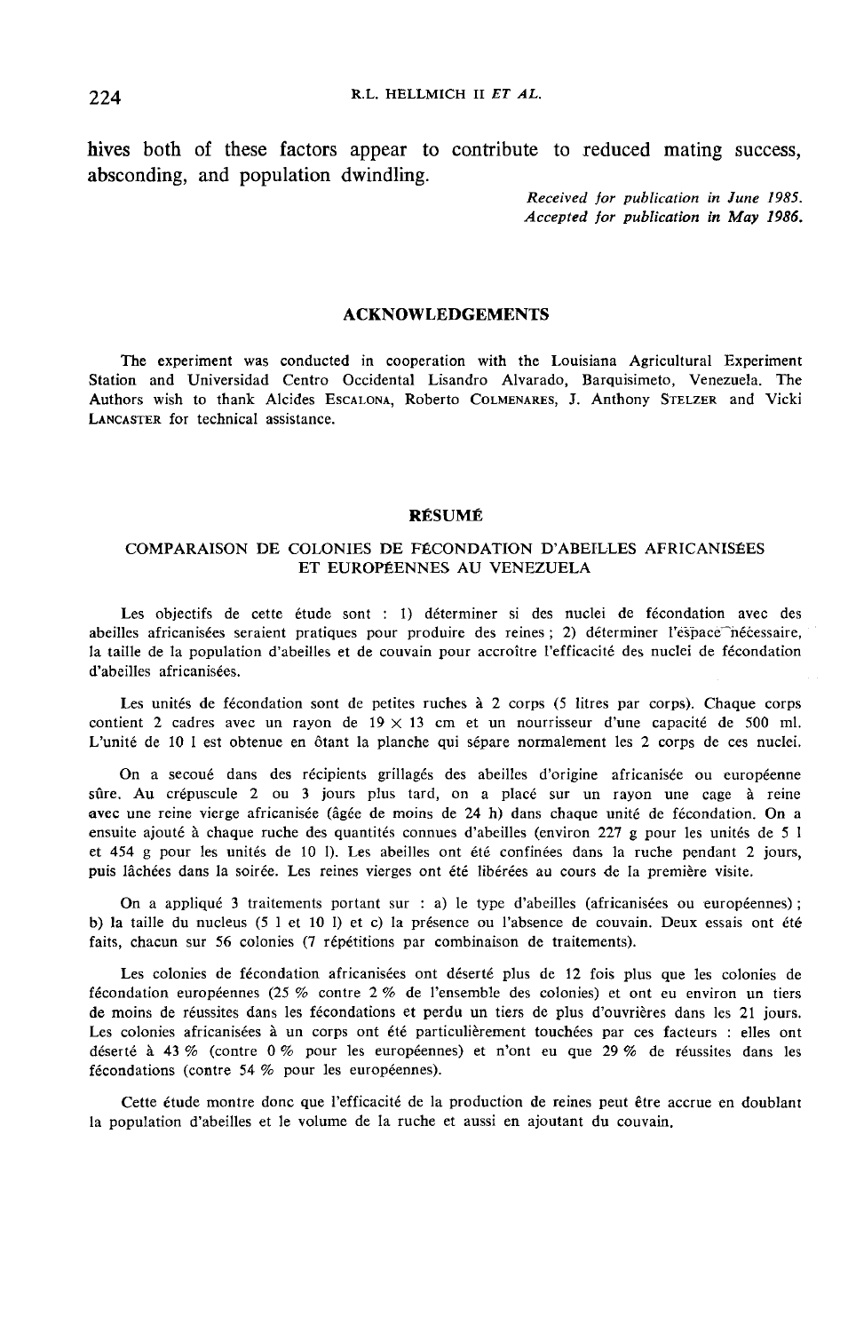hives both of these factors appear to contribute to reduced mating success, absconding, and population dwindling.

*Received for publication in June 1985.*
*Accepted for publication in May 1986.*

## ACKNOWLEDGEMENTS

The experiment was conducted in cooperation with the Louisiana Agricultural Experiment Station and Universidad Centro Occidental Lisandro Alvarado, Barquisimeto, Venezuela. The Authors wish to thank Alcides ESCALONA, Roberto COLMENARES, J. Anthony STELZER and Vicki LANCASTER for technical assistance.

## RÉSUMÉ

### COMPARAISON DE COLONIES DE FÉCONDATION D'ABEILLES AFRICANISÉES ET EUROPÉENNES AU VENEZUELA

Les objectifs de cette étude sont : 1) déterminer si des nuclei de fécondation avec des abeilles africanisées seraient pratiques pour produire des reines ; 2) déterminer l'espace nécessaire, la taille de la population d'abeilles et de couvain pour accroître l'efficacité des nuclei de fécondation d'abeilles africanisées.

Les unités de fécondation sont de petites ruches à 2 corps (5 litres par corps). Chaque corps contient 2 cadres avec un rayon de 19 × 13 cm et un nourrisseur d'une capacité de 500 ml. L'unité de 10 l est obtenue en ôtant la planche qui sépare normalement les 2 corps de ces nuclei.

On a secoué dans des récipients grillagés des abeilles d'origine africanisée ou européenne sûre. Au crépuscule 2 ou 3 jours plus tard, on a placé sur un rayon une cage à reine avec une reine vierge africanisée (âgée de moins de 24 h) dans chaque unité de fécondation. On a ensuite ajouté à chaque ruche des quantités connues d'abeilles (environ 227 g pour les unités de 5 l et 454 g pour les unités de 10 l). Les abeilles ont été confinées dans la ruche pendant 2 jours, puis lâchées dans la soirée. Les reines vierges ont été libérées au cours de la première visite.

On a appliqué 3 traitements portant sur : a) le type d'abeilles (africanisées ou européennes) ; b) la taille du nucleus (5 l et 10 l) et c) la présence ou l'absence de couvain. Deux essais ont été faits, chacun sur 56 colonies (7 répétitions par combinaison de traitements).

Les colonies de fécondation africanisées ont déserté plus de 12 fois plus que les colonies de fécondation européennes (25 % contre 2 % de l'ensemble des colonies) et ont eu environ un tiers de moins de réussites dans les fécondations et perdu un tiers de plus d'ouvrières dans les 21 jours. Les colonies africanisées à un corps ont été particulièrement touchées par ces facteurs : elles ont déserté à 43 % (contre 0 % pour les européennes) et n'ont eu que 29 % de réussites dans les fécondations (contre 54 % pour les européennes).

Cette étude montre donc que l'efficacité de la production de reines peut être accrue en doublant la population d'abeilles et le volume de la ruche et aussi en ajoutant du couvain.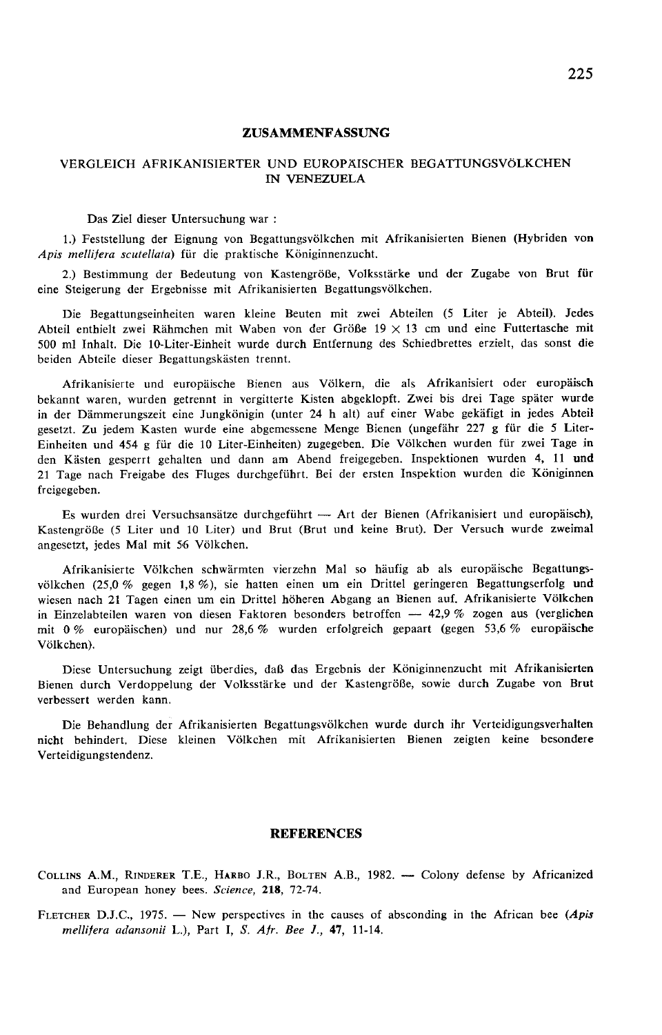## ZUSAMMENFASSUNG

### VERGLEICH AFRIKANISIERTER UND EUROPÄISCHER BEGATTUNGSVÖLKCHEN IN VENEZUELA

Das Ziel dieser Untersuchung war :

1.) Feststellung der Eignung von Begattungsvölkchen mit Afrikanisierten Bienen (Hybriden von *Apis mellifera scutellata*) für die praktische Königinnenzucht.

2.) Bestimmung der Bedeutung von Kastengröße, Volksstärke und der Zugabe von Brut für eine Steigerung der Ergebnisse mit Afrikanisierten Begattungsvölkchen.

Die Begattungseinheiten waren kleine Beuten mit zwei Abteilen (5 Liter je Abteil). Jedes Abteil enthielt zwei Rähmchen mit Waben von der Größe 19 × 13 cm und eine Futtertasche mit 500 ml Inhalt. Die 10-Liter-Einheit wurde durch Entfernung des Schiedbrettes erzielt, das sonst die beiden Abteile dieser Begattungskästen trennt.

Afrikanisierte und europäische Bienen aus Völkern, die als Afrikanisiert oder europäisch bekannt waren, wurden getrennt in vergitterte Kisten abgeklopft. Zwei bis drei Tage später wurde in der Dämmerungszeit eine Jungkönigin (unter 24 h alt) auf einer Wabe gekäfigt in jedes Abteil gesetzt. Zu jedem Kasten wurde eine abgemessene Menge Bienen (ungefähr 227 g für die 5 Liter-Einheiten und 454 g für die 10 Liter-Einheiten) zugegeben. Die Völkchen wurden für zwei Tage in den Kästen gesperrt gehalten und dann am Abend freigegeben. Inspektionen wurden 4, 11 und 21 Tage nach Freigabe des Fluges durchgeführt. Bei der ersten Inspektion wurden die Königinnen freigegeben.

Es wurden drei Versuchsansätze durchgeführt — Art der Bienen (Afrikanisiert und europäisch), Kastengröße (5 Liter und 10 Liter) und Brut (Brut und keine Brut). Der Versuch wurde zweimal angesetzt, jedes Mal mit 56 Völkchen.

Afrikanisierte Völkchen schwärmten vierzehn Mal so häufig ab als europäische Begattungsvölkchen (25,0 % gegen 1,8 %), sie hatten einen um ein Drittel geringeren Begattungserfolg und wiesen nach 21 Tagen einen um ein Drittel höheren Abgang an Bienen auf. Afrikanisierte Völkchen in Einzelabteilen waren von diesen Faktoren besonders betroffen — 42,9 % zogen aus (verglichen mit 0 % europäischen) und nur 28,6 % wurden erfolgreich gepaart (gegen 53,6 % europäische Völkchen).

Diese Untersuchung zeigt überdies, daß das Ergebnis der Königinnenzucht mit Afrikanisierten Bienen durch Verdoppelung der Volksstärke und der Kastengröße, sowie durch Zugabe von Brut verbessert werden kann.

Die Behandlung der Afrikanisierten Begattungsvölkchen wurde durch ihr Verteidigungsverhalten nicht behindert. Diese kleinen Völkchen mit Afrikanisierten Bienen zeigten keine besondere Verteidigungstendenz.

## REFERENCES

COLLINS A.M., RINDERER T.E., HARBO J.R., BOLTEN A.B., 1982. — Colony defense by Africanized and European honey bees. *Science*, **218**, 72-74.

FLETCHER D.J.C., 1975. — New perspectives in the causes of absconding in the African bee (*Apis mellifera adansonii* L.), Part I, *S. Afr. Bee J.*, **47**, 11-14.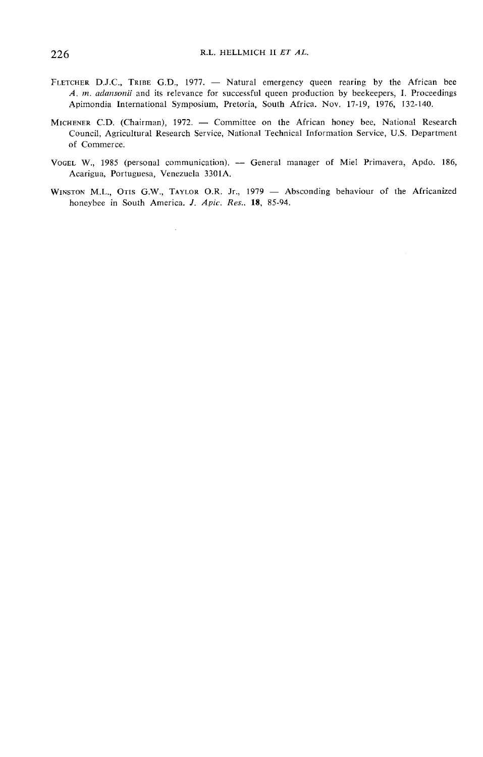FLETCHER D.J.C., TRIBE G.D., 1977. — Natural emergency queen rearing by the African bee *A. m. adansonii* and its relevance for successful queen production by beekeepers, I. Proceedings Apimondia International Symposium, Pretoria, South Africa. Nov. 17-19, 1976, 132-140.

MICHENER C.D. (Chairman), 1972. — Committee on the African honey bee, National Research Council, Agricultural Research Service, National Technical Information Service, U.S. Department of Commerce.

VOGEL W., 1985 (personal communication). — General manager of Miel Primavera, Apdo. 186, Acarigua, Portuguesa, Venezuela 3301A.

WINSTON M.L., OTIS G.W., TAYLOR O.R. Jr., 1979 — Absconding behaviour of the Africanized honeybee in South America. *J. Apic. Res.*, **18**, 85-94.